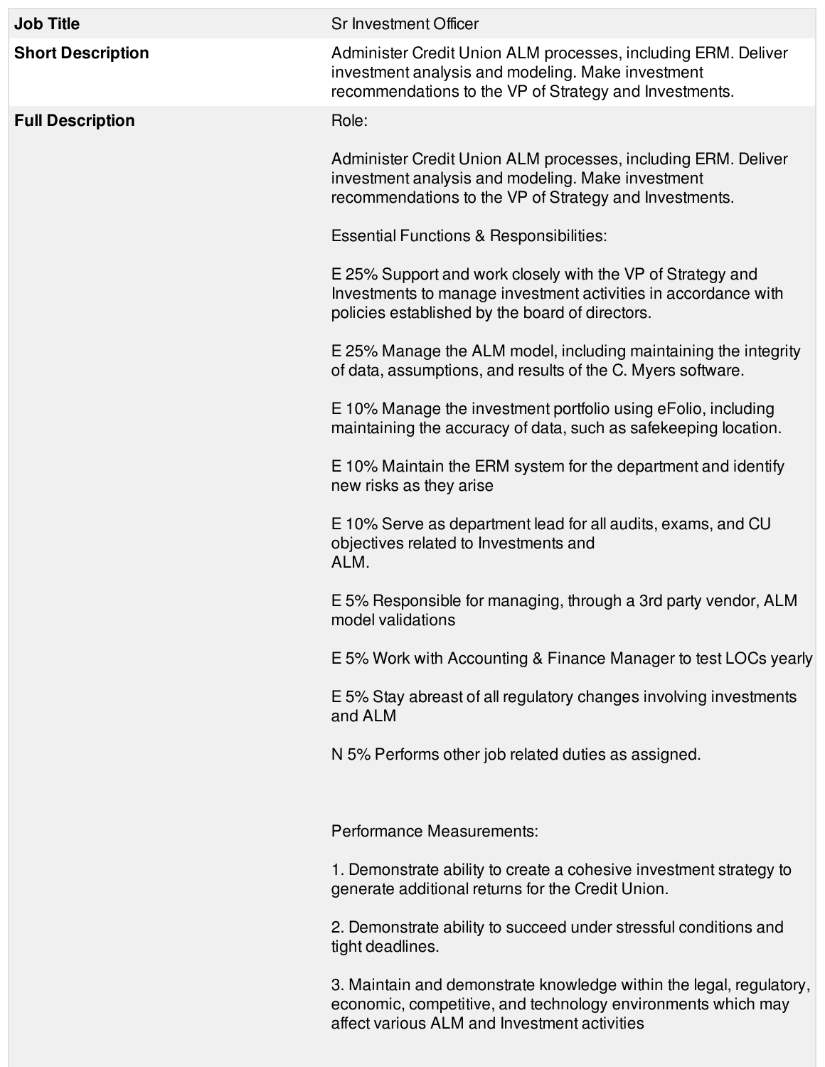| | |
|---|---|
| **Job Title** | Sr Investment Officer |
| **Short Description** | Administer Credit Union ALM processes, including ERM. Deliver investment analysis and modeling. Make investment recommendations to the VP of Strategy and Investments. |
| **Full Description** | Role:<br><br>Administer Credit Union ALM processes, including ERM. Deliver investment analysis and modeling. Make investment recommendations to the VP of Strategy and Investments.<br><br>Essential Functions & Responsibilities:<br><br>E 25% Support and work closely with the VP of Strategy and Investments to manage investment activities in accordance with policies established by the board of directors.<br><br>E 25% Manage the ALM model, including maintaining the integrity of data, assumptions, and results of the C. Myers software.<br><br>E 10% Manage the investment portfolio using eFolio, including maintaining the accuracy of data, such as safekeeping location.<br><br>E 10% Maintain the ERM system for the department and identify new risks as they arise<br><br>E 10% Serve as department lead for all audits, exams, and CU objectives related to Investments and ALM.<br><br>E 5% Responsible for managing, through a 3rd party vendor, ALM model validations<br><br>E 5% Work with Accounting & Finance Manager to test LOCs yearly<br><br>E 5% Stay abreast of all regulatory changes involving investments and ALM<br><br>N 5% Performs other job related duties as assigned.<br><br>Performance Measurements:<br><br>1. Demonstrate ability to create a cohesive investment strategy to generate additional returns for the Credit Union.<br><br>2. Demonstrate ability to succeed under stressful conditions and tight deadlines.<br><br>3. Maintain and demonstrate knowledge within the legal, regulatory, economic, competitive, and technology environments which may affect various ALM and Investment activities |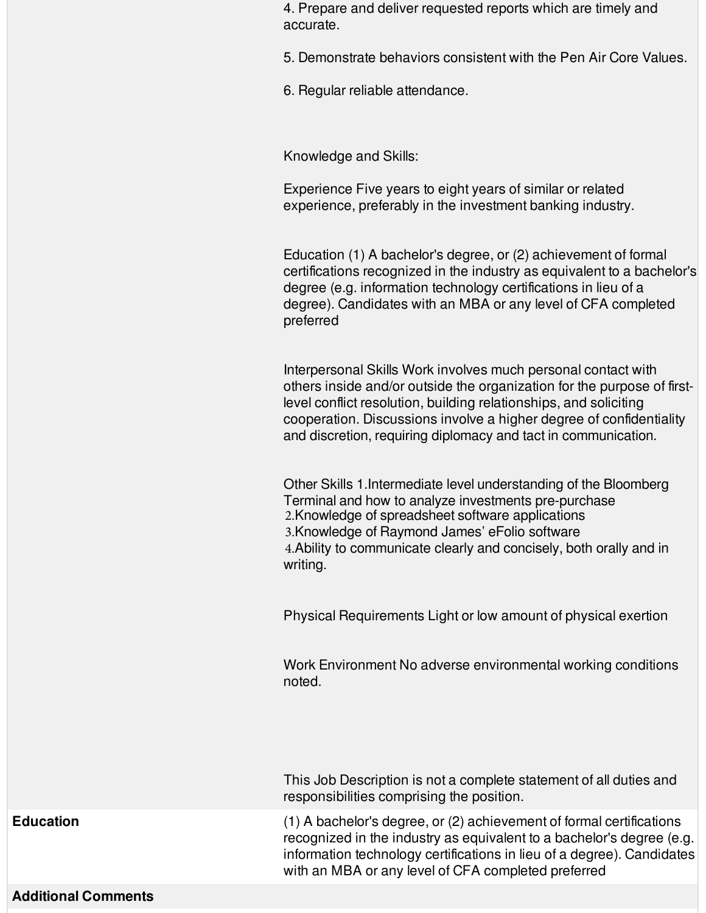4. Prepare and deliver requested reports which are timely and accurate.

5. Demonstrate behaviors consistent with the Pen Air Core Values.

6. Regular reliable attendance.

Knowledge and Skills:

Experience Five years to eight years of similar or related experience, preferably in the investment banking industry.

Education (1) A bachelor's degree, or (2) achievement of formal certifications recognized in the industry as equivalent to a bachelor's degree (e.g. information technology certifications in lieu of a degree). Candidates with an MBA or any level of CFA completed preferred

Interpersonal Skills Work involves much personal contact with others inside and/or outside the organization for the purpose of first-level conflict resolution, building relationships, and soliciting cooperation. Discussions involve a higher degree of confidentiality and discretion, requiring diplomacy and tact in communication.

Other Skills 1.Intermediate level understanding of the Bloomberg Terminal and how to analyze investments pre-purchase
2.Knowledge of spreadsheet software applications
3.Knowledge of Raymond James' eFolio software
4.Ability to communicate clearly and concisely, both orally and in writing.

Physical Requirements Light or low amount of physical exertion

Work Environment No adverse environmental working conditions noted.

This Job Description is not a complete statement of all duties and responsibilities comprising the position.

| | |
|---|---|
| **Education** | (1) A bachelor's degree, or (2) achievement of formal certifications recognized in the industry as equivalent to a bachelor's degree (e.g. information technology certifications in lieu of a degree). Candidates with an MBA or any level of CFA completed preferred |
| **Additional Comments** | |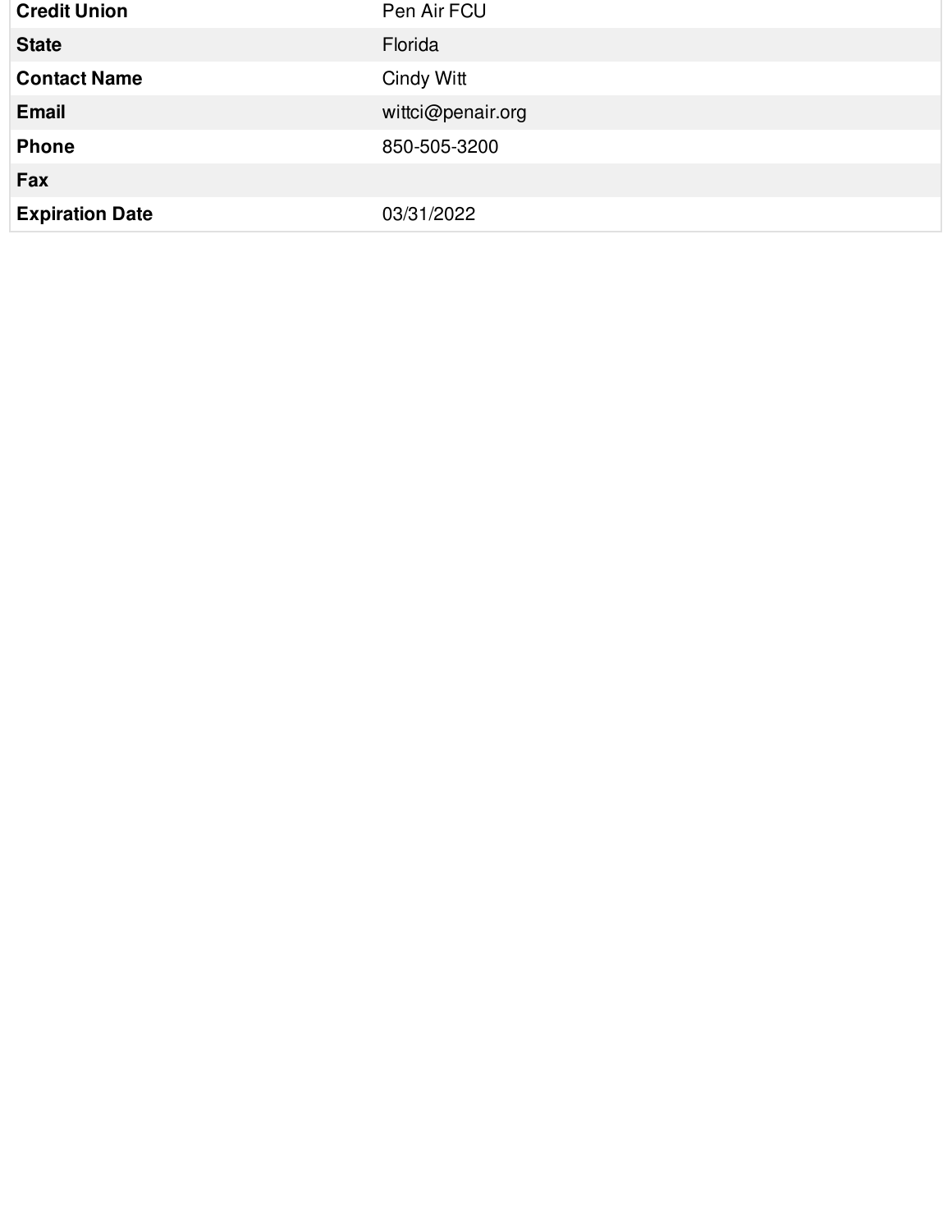| | |
|---|---|
| **Credit Union** | Pen Air FCU |
| **State** | Florida |
| **Contact Name** | Cindy Witt |
| **Email** | wittci@penair.org |
| **Phone** | 850-505-3200 |
| **Fax** | |
| **Expiration Date** | 03/31/2022 |